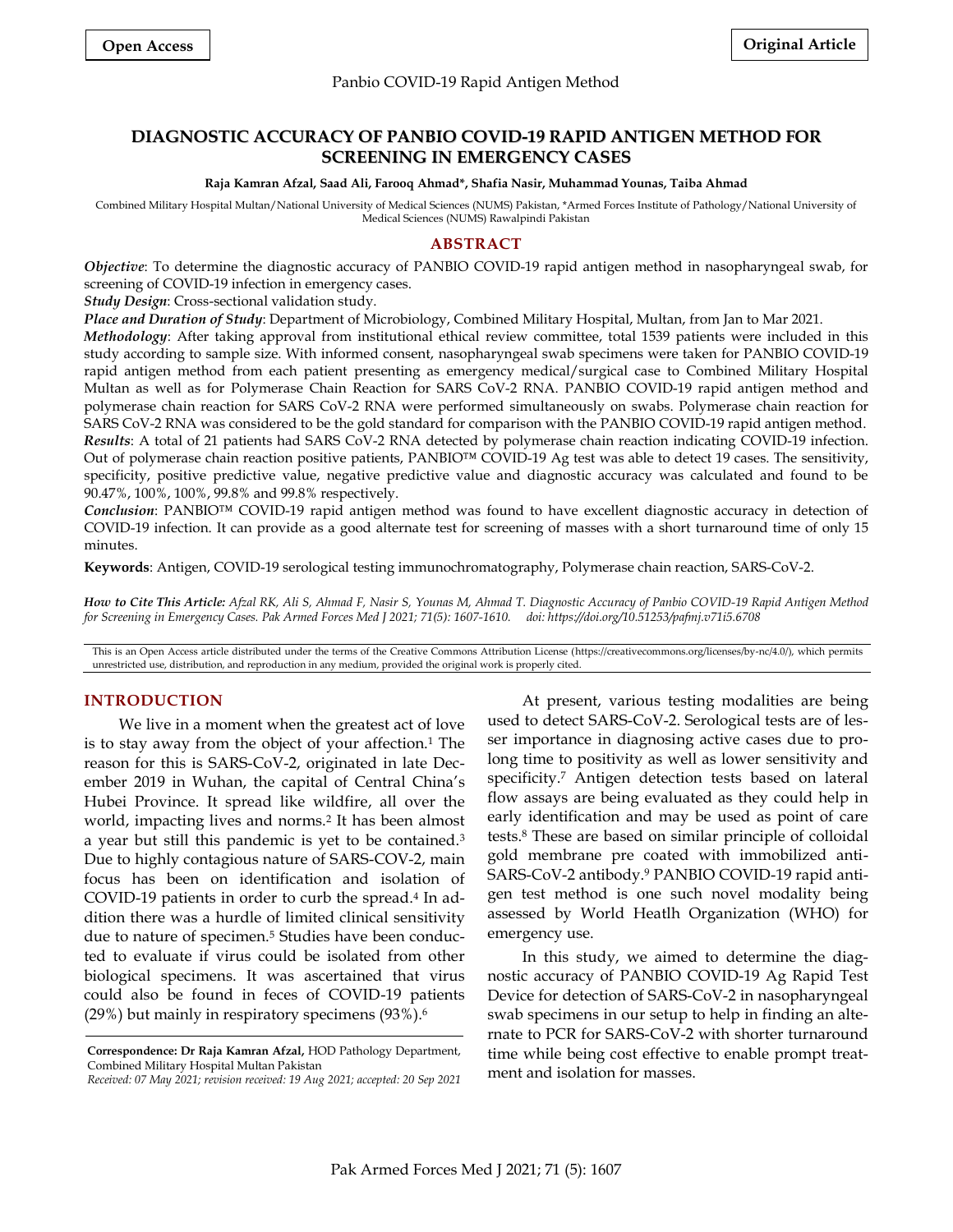**Open Access** | **Original Article**

# DIAGNOSTIC ACCURACY OF PANBIO COVID-19 RAPID ANTIGEN METHOD FOR SCREENING IN EMERGENCY CASES

**Raja Kamran Afzal, Saad Ali, Farooq Ahmad\*, Shafia Nasir, Muhammad Younas, Taiba Ahmad**

Combined Military Hospital Multan/National University of Medical Sciences (NUMS) Pakistan, \*Armed Forces Institute of Pathology/National University of Medical Sciences (NUMS) Rawalpindi Pakistan

## ABSTRACT

***Objective***: To determine the diagnostic accuracy of PANBIO COVID-19 rapid antigen method in nasopharyngeal swab, for screening of COVID-19 infection in emergency cases.

***Study Design***: Cross-sectional validation study.

***Place and Duration of Study***: Department of Microbiology, Combined Military Hospital, Multan, from Jan to Mar 2021.

***Methodology***: After taking approval from institutional ethical review committee, total 1539 patients were included in this study according to sample size. With informed consent, nasopharyngeal swab specimens were taken for PANBIO COVID-19 rapid antigen method from each patient presenting as emergency medical/surgical case to Combined Military Hospital Multan as well as for Polymerase Chain Reaction for SARS CoV-2 RNA. PANBIO COVID-19 rapid antigen method and polymerase chain reaction for SARS CoV-2 RNA were performed simultaneously on swabs. Polymerase chain reaction for SARS CoV-2 RNA was considered to be the gold standard for comparison with the PANBIO COVID-19 rapid antigen method.

***Results***: A total of 21 patients had SARS CoV-2 RNA detected by polymerase chain reaction indicating COVID-19 infection. Out of polymerase chain reaction positive patients, PANBIO™ COVID-19 Ag test was able to detect 19 cases. The sensitivity, specificity, positive predictive value, negative predictive value and diagnostic accuracy was calculated and found to be 90.47%, 100%, 100%, 99.8% and 99.8% respectively.

***Conclusion***: PANBIO™ COVID-19 rapid antigen method was found to have excellent diagnostic accuracy in detection of COVID-19 infection. It can provide as a good alternate test for screening of masses with a short turnaround time of only 15 minutes.

**Keywords**: Antigen, COVID-19 serological testing immunochromatography, Polymerase chain reaction, SARS-CoV-2.

***How to Cite This Article:*** *Afzal RK, Ali S, Ahmad F, Nasir S, Younas M, Ahmad T. Diagnostic Accuracy of Panbio COVID-19 Rapid Antigen Method for Screening in Emergency Cases. Pak Armed Forces Med J 2021; 71(5): 1607-1610. doi: https://doi.org/10.51253/pafmj.v71i5.6708*

This is an Open Access article distributed under the terms of the Creative Commons Attribution License (https://creativecommons.org/licenses/by-nc/4.0/), which permits unrestricted use, distribution, and reproduction in any medium, provided the original work is properly cited.

## INTRODUCTION

We live in a moment when the greatest act of love is to stay away from the object of your affection.[1] The reason for this is SARS-CoV-2, originated in late December 2019 in Wuhan, the capital of Central China's Hubei Province. It spread like wildfire, all over the world, impacting lives and norms.[2] It has been almost a year but still this pandemic is yet to be contained.[3] Due to highly contagious nature of SARS-COV-2, main focus has been on identification and isolation of COVID-19 patients in order to curb the spread.[4] In addition there was a hurdle of limited clinical sensitivity due to nature of specimen.[5] Studies have been conducted to evaluate if virus could be isolated from other biological specimens. It was ascertained that virus could also be found in feces of COVID-19 patients (29%) but mainly in respiratory specimens (93%).[6]

At present, various testing modalities are being used to detect SARS-CoV-2. Serological tests are of lesser importance in diagnosing active cases due to prolong time to positivity as well as lower sensitivity and specificity.[7] Antigen detection tests based on lateral flow assays are being evaluated as they could help in early identification and may be used as point of care tests.[8] These are based on similar principle of colloidal gold membrane pre coated with immobilized anti-SARS-CoV-2 antibody.[9] PANBIO COVID-19 rapid antigen test method is one such novel modality being assessed by World Heatlh Organization (WHO) for emergency use.

In this study, we aimed to determine the diagnostic accuracy of PANBIO COVID-19 Ag Rapid Test Device for detection of SARS-CoV-2 in nasopharyngeal swab specimens in our setup to help in finding an alternate to PCR for SARS-CoV-2 with shorter turnaround time while being cost effective to enable prompt treatment and isolation for masses.

**Correspondence: Dr Raja Kamran Afzal,** HOD Pathology Department, Combined Military Hospital Multan Pakistan

*Received: 07 May 2021; revision received: 19 Aug 2021; accepted: 20 Sep 2021*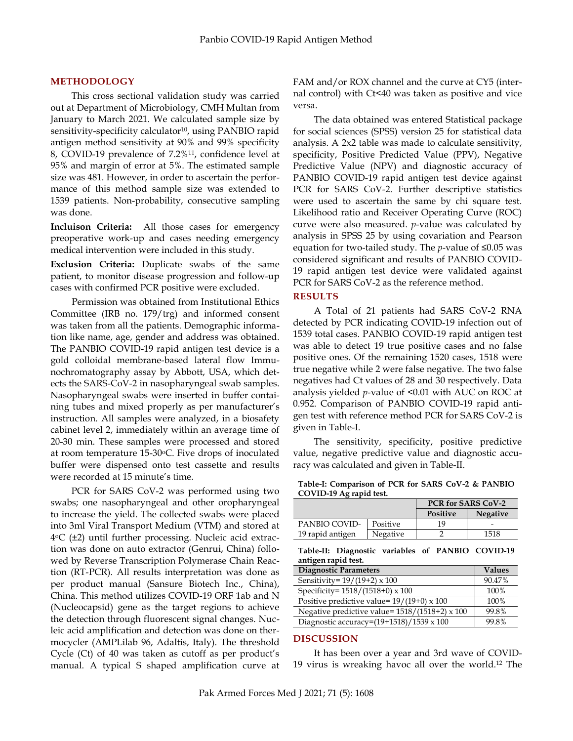## METHODOLOGY

This cross sectional validation study was carried out at Department of Microbiology, CMH Multan from January to March 2021. We calculated sample size by sensitivity-specificity calculator[10], using PANBIO rapid antigen method sensitivity at 90% and 99% specificity 8, COVID-19 prevalence of 7.2%[11], confidence level at 95% and margin of error at 5%. The estimated sample size was 481. However, in order to ascertain the performance of this method sample size was extended to 1539 patients. Non-probability, consecutive sampling was done.

**Incluison Criteria:** All those cases for emergency preoperative work-up and cases needing emergency medical intervention were included in this study.

**Exclusion Criteria:** Duplicate swabs of the same patient, to monitor disease progression and follow-up cases with confirmed PCR positive were excluded.

Permission was obtained from Institutional Ethics Committee (IRB no. 179/trg) and informed consent was taken from all the patients. Demographic information like name, age, gender and address was obtained. The PANBIO COVID-19 rapid antigen test device is a gold colloidal membrane-based lateral flow Immunochromatography assay by Abbott, USA, which detects the SARS-CoV-2 in nasopharyngeal swab samples. Nasopharyngeal swabs were inserted in buffer containing tubes and mixed properly as per manufacturer's instruction. All samples were analyzed, in a biosafety cabinet level 2, immediately within an average time of 20-30 min. These samples were processed and stored at room temperature 15-30°C. Five drops of inoculated buffer were dispensed onto test cassette and results were recorded at 15 minute's time.

PCR for SARS CoV-2 was performed using two swabs; one nasopharyngeal and other oropharyngeal to increase the yield. The collected swabs were placed into 3ml Viral Transport Medium (VTM) and stored at 4°C (±2) until further processing. Nucleic acid extraction was done on auto extractor (Genrui, China) followed by Reverse Transcription Polymerase Chain Reaction (RT-PCR). All results interpretation was done as per product manual (Sansure Biotech Inc., China), China. This method utilizes COVID-19 ORF 1ab and N (Nucleocapsid) gene as the target regions to achieve the detection through fluorescent signal changes. Nucleic acid amplification and detection was done on thermocycler (AMPLilab 96, Adaltis, Italy). The threshold Cycle (Ct) of 40 was taken as cutoff as per product's manual. A typical S shaped amplification curve at FAM and/or ROX channel and the curve at CY5 (internal control) with Ct<40 was taken as positive and vice versa.

The data obtained was entered Statistical package for social sciences (SPSS) version 25 for statistical data analysis. A 2x2 table was made to calculate sensitivity, specificity, Positive Predicted Value (PPV), Negative Predictive Value (NPV) and diagnostic accuracy of PANBIO COVID-19 rapid antigen test device against PCR for SARS CoV-2. Further descriptive statistics were used to ascertain the same by chi square test. Likelihood ratio and Receiver Operating Curve (ROC) curve were also measured. *p*-value was calculated by analysis in SPSS 25 by using covariation and Pearson equation for two-tailed study. The *p*-value of ≤0.05 was considered significant and results of PANBIO COVID-19 rapid antigen test device were validated against PCR for SARS CoV-2 as the reference method.

## RESULTS

A Total of 21 patients had SARS CoV-2 RNA detected by PCR indicating COVID-19 infection out of 1539 total cases. PANBIO COVID-19 rapid antigen test was able to detect 19 true positive cases and no false positive ones. Of the remaining 1520 cases, 1518 were true negative while 2 were false negative. The two false negatives had Ct values of 28 and 30 respectively. Data analysis yielded *p*-value of <0.01 with AUC on ROC at 0.952. Comparison of PANBIO COVID-19 rapid antigen test with reference method PCR for SARS CoV-2 is given in Table-I.

The sensitivity, specificity, positive predictive value, negative predictive value and diagnostic accuracy was calculated and given in Table-II.

**Table-I: Comparison of PCR for SARS CoV-2 & PANBIO COVID-19 Ag rapid test.**

| | | PCR for SARS CoV-2 | |
|---|---|---|---|
| | | **Positive** | **Negative** |
| PANBIO COVID-19 rapid antigen | Positive | 19 | - |
| | Negative | 2 | 1518 |

**Table-II: Diagnostic variables of PANBIO COVID-19 antigen rapid test.**

| Diagnostic Parameters | Values |
|---|---|
| Sensitivity= 19/(19+2) x 100 | 90.47% |
| Specificity= 1518/(1518+0) x 100 | 100% |
| Positive predictive value= 19/(19+0) x 100 | 100% |
| Negative predictive value= 1518/(1518+2) x 100 | 99.8% |
| Diagnostic accuracy=(19+1518)/1539 x 100 | 99.8% |

## DISCUSSION

It has been over a year and 3rd wave of COVID-19 virus is wreaking havoc all over the world.[12] The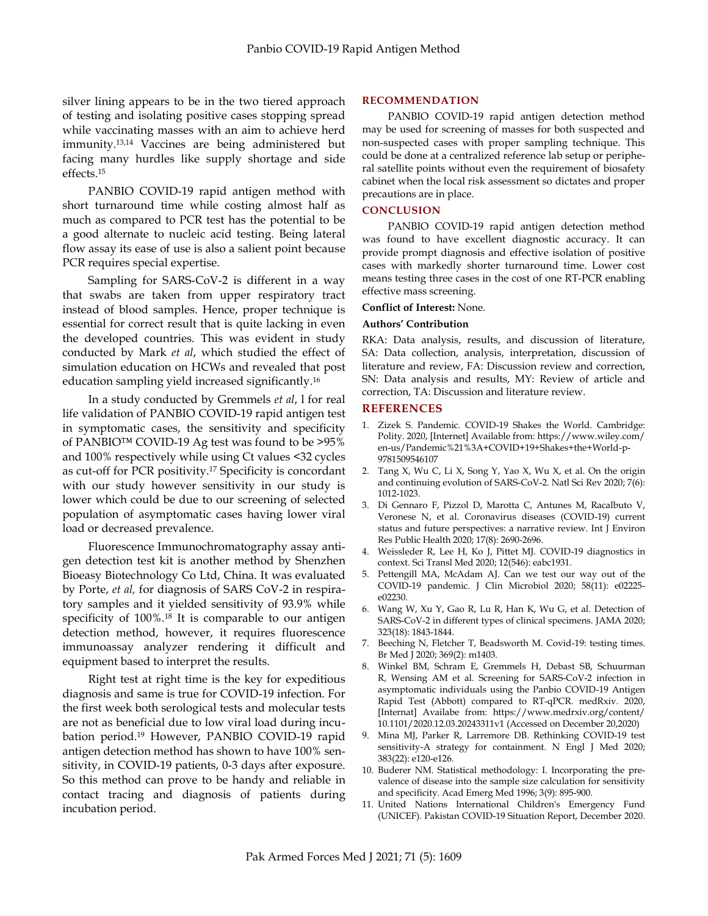silver lining appears to be in the two tiered approach of testing and isolating positive cases stopping spread while vaccinating masses with an aim to achieve herd immunity.[13,14] Vaccines are being administered but facing many hurdles like supply shortage and side effects.[15]

PANBIO COVID-19 rapid antigen method with short turnaround time while costing almost half as much as compared to PCR test has the potential to be a good alternate to nucleic acid testing. Being lateral flow assay its ease of use is also a salient point because PCR requires special expertise.

Sampling for SARS-CoV-2 is different in a way that swabs are taken from upper respiratory tract instead of blood samples. Hence, proper technique is essential for correct result that is quite lacking in even the developed countries. This was evident in study conducted by Mark *et al*, which studied the effect of simulation education on HCWs and revealed that post education sampling yield increased significantly.[16]

In a study conducted by Gremmels *et al*, l for real life validation of PANBIO COVID-19 rapid antigen test in symptomatic cases, the sensitivity and specificity of PANBIO™ COVID-19 Ag test was found to be >95% and 100% respectively while using Ct values <32 cycles as cut-off for PCR positivity.[17] Specificity is concordant with our study however sensitivity in our study is lower which could be due to our screening of selected population of asymptomatic cases having lower viral load or decreased prevalence.

Fluorescence Immunochromatography assay antigen detection test kit is another method by Shenzhen Bioeasy Biotechnology Co Ltd, China. It was evaluated by Porte, *et al,* for diagnosis of SARS CoV-2 in respiratory samples and it yielded sensitivity of 93.9% while specificity of 100%.[18] It is comparable to our antigen detection method, however, it requires fluorescence immunoassay analyzer rendering it difficult and equipment based to interpret the results.

Right test at right time is the key for expeditious diagnosis and same is true for COVID-19 infection. For the first week both serological tests and molecular tests are not as beneficial due to low viral load during incubation period.[19] However, PANBIO COVID-19 rapid antigen detection method has shown to have 100% sensitivity, in COVID-19 patients, 0-3 days after exposure. So this method can prove to be handy and reliable in contact tracing and diagnosis of patients during incubation period.

## RECOMMENDATION

PANBIO COVID-19 rapid antigen detection method may be used for screening of masses for both suspected and non-suspected cases with proper sampling technique. This could be done at a centralized reference lab setup or peripheral satellite points without even the requirement of biosafety cabinet when the local risk assessment so dictates and proper precautions are in place.

## CONCLUSION

PANBIO COVID-19 rapid antigen detection method was found to have excellent diagnostic accuracy. It can provide prompt diagnosis and effective isolation of positive cases with markedly shorter turnaround time. Lower cost means testing three cases in the cost of one RT-PCR enabling effective mass screening.

**Conflict of Interest:** None.

**Authors' Contribution**

RKA: Data analysis, results, and discussion of literature, SA: Data collection, analysis, interpretation, discussion of literature and review, FA: Discussion review and correction, SN: Data analysis and results, MY: Review of article and correction, TA: Discussion and literature review.

## REFERENCES

1. Zizek S. Pandemic. COVID-19 Shakes the World. Cambridge: Polity. 2020, [Internet] Available from: https://www.wiley.com/en-us/Pandemic%21%3A+COVID+19+Shakes+the+World-p-9781509546107
2. Tang X, Wu C, Li X, Song Y, Yao X, Wu X, et al. On the origin and continuing evolution of SARS-CoV-2. Natl Sci Rev 2020; 7(6): 1012-1023.
3. Di Gennaro F, Pizzol D, Marotta C, Antunes M, Racalbuto V, Veronese N, et al. Coronavirus diseases (COVID-19) current status and future perspectives: a narrative review. Int J Environ Res Public Health 2020; 17(8): 2690-2696.
4. Weissleder R, Lee H, Ko J, Pittet MJ. COVID-19 diagnostics in context. Sci Transl Med 2020; 12(546): eabc1931.
5. Pettengill MA, McAdam AJ. Can we test our way out of the COVID-19 pandemic. J Clin Microbiol 2020; 58(11): e02225-e02230.
6. Wang W, Xu Y, Gao R, Lu R, Han K, Wu G, et al. Detection of SARS-CoV-2 in different types of clinical specimens. JAMA 2020; 323(18): 1843-1844.
7. Beeching N, Fletcher T, Beadsworth M. Covid-19: testing times. Br Med J 2020; 369(2): m1403.
8. Winkel BM, Schram E, Gremmels H, Debast SB, Schuurman R, Wensing AM et al. Screening for SARS-CoV-2 infection in asymptomatic individuals using the Panbio COVID-19 Antigen Rapid Test (Abbott) compared to RT-qPCR. medRxiv. 2020, [Internat] Availabe from: https://www.medrxiv.org/content/10.1101/2020.12.03.20243311v1 (Accessed on December 20,2020)
9. Mina MJ, Parker R, Larremore DB. Rethinking COVID-19 test sensitivity-A strategy for containment. N Engl J Med 2020; 383(22): e120-e126.
10. Buderer NM. Statistical methodology: I. Incorporating the prevalence of disease into the sample size calculation for sensitivity and specificity. Acad Emerg Med 1996; 3(9): 895-900.
11. United Nations International Children's Emergency Fund (UNICEF). Pakistan COVID-19 Situation Report, December 2020.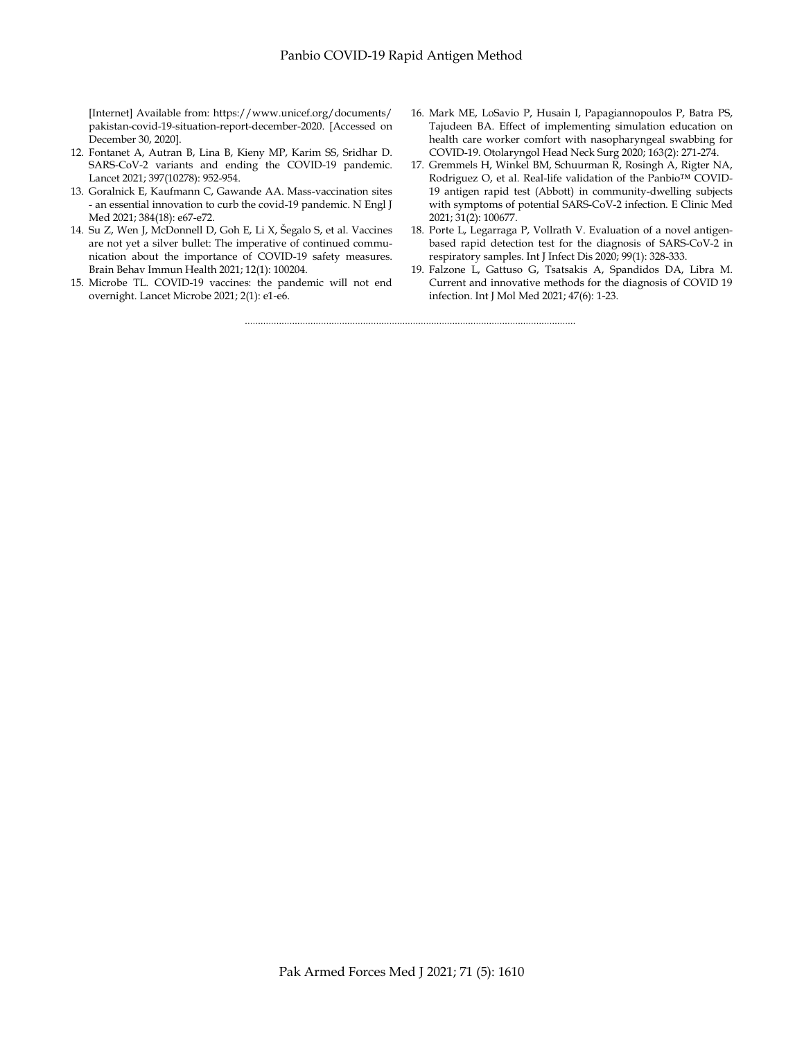[Internet] Available from: https://www.unicef.org/documents/pakistan-covid-19-situation-report-december-2020. [Accessed on December 30, 2020].

12. Fontanet A, Autran B, Lina B, Kieny MP, Karim SS, Sridhar D. SARS-CoV-2 variants and ending the COVID-19 pandemic. Lancet 2021; 397(10278): 952-954.
13. Goralnick E, Kaufmann C, Gawande AA. Mass-vaccination sites - an essential innovation to curb the covid-19 pandemic. N Engl J Med 2021; 384(18): e67-e72.
14. Su Z, Wen J, McDonnell D, Goh E, Li X, Šegalo S, et al. Vaccines are not yet a silver bullet: The imperative of continued communication about the importance of COVID-19 safety measures. Brain Behav Immun Health 2021; 12(1): 100204.
15. Microbe TL. COVID-19 vaccines: the pandemic will not end overnight. Lancet Microbe 2021; 2(1): e1-e6.
16. Mark ME, LoSavio P, Husain I, Papagiannopoulos P, Batra PS, Tajudeen BA. Effect of implementing simulation education on health care worker comfort with nasopharyngeal swabbing for COVID-19. Otolaryngol Head Neck Surg 2020; 163(2): 271-274.
17. Gremmels H, Winkel BM, Schuurman R, Rosingh A, Rigter NA, Rodriguez O, et al. Real-life validation of the Panbio™ COVID-19 antigen rapid test (Abbott) in community-dwelling subjects with symptoms of potential SARS-CoV-2 infection. E Clinic Med 2021; 31(2): 100677.
18. Porte L, Legarraga P, Vollrath V. Evaluation of a novel antigen-based rapid detection test for the diagnosis of SARS-CoV-2 in respiratory samples. Int J Infect Dis 2020; 99(1): 328-333.
19. Falzone L, Gattuso G, Tsatsakis A, Spandidos DA, Libra M. Current and innovative methods for the diagnosis of COVID 19 infection. Int J Mol Med 2021; 47(6): 1-23.